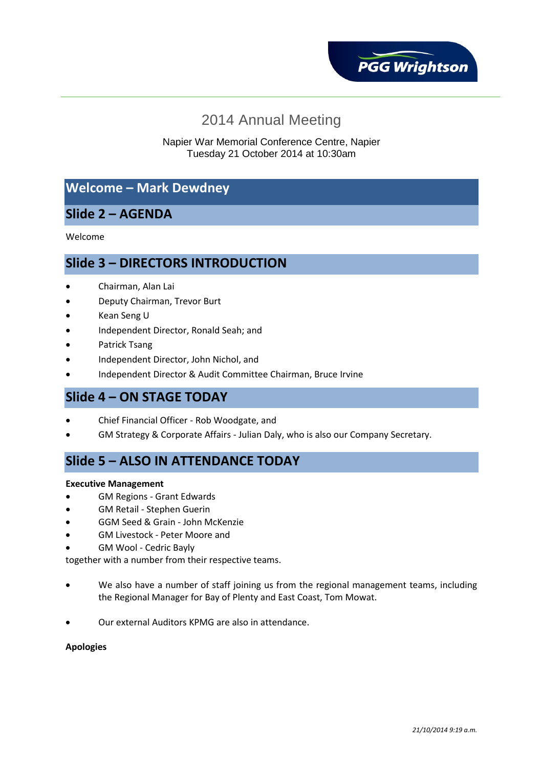# 2014 Annual Meeting

Napier War Memorial Conference Centre, Napier
Tuesday 21 October 2014 at 10:30am

## Welcome – Mark Dewdney

## Slide 2 – AGENDA

Welcome

## Slide 3 – DIRECTORS INTRODUCTION

- Chairman, Alan Lai
- Deputy Chairman, Trevor Burt
- Kean Seng U
- Independent Director, Ronald Seah; and
- Patrick Tsang
- Independent Director, John Nichol, and
- Independent Director & Audit Committee Chairman, Bruce Irvine

## Slide 4 – ON STAGE TODAY

- Chief Financial Officer - Rob Woodgate, and
- GM Strategy & Corporate Affairs - Julian Daly, who is also our Company Secretary.

## Slide 5 – ALSO IN ATTENDANCE TODAY

**Executive Management**

- GM Regions - Grant Edwards
- GM Retail - Stephen Guerin
- GGM Seed & Grain - John McKenzie
- GM Livestock - Peter Moore and
- GM Wool - Cedric Bayly

together with a number from their respective teams.

- We also have a number of staff joining us from the regional management teams, including the Regional Manager for Bay of Plenty and East Coast, Tom Mowat.

- Our external Auditors KPMG are also in attendance.

**Apologies**

*21/10/2014 9:19 a.m.*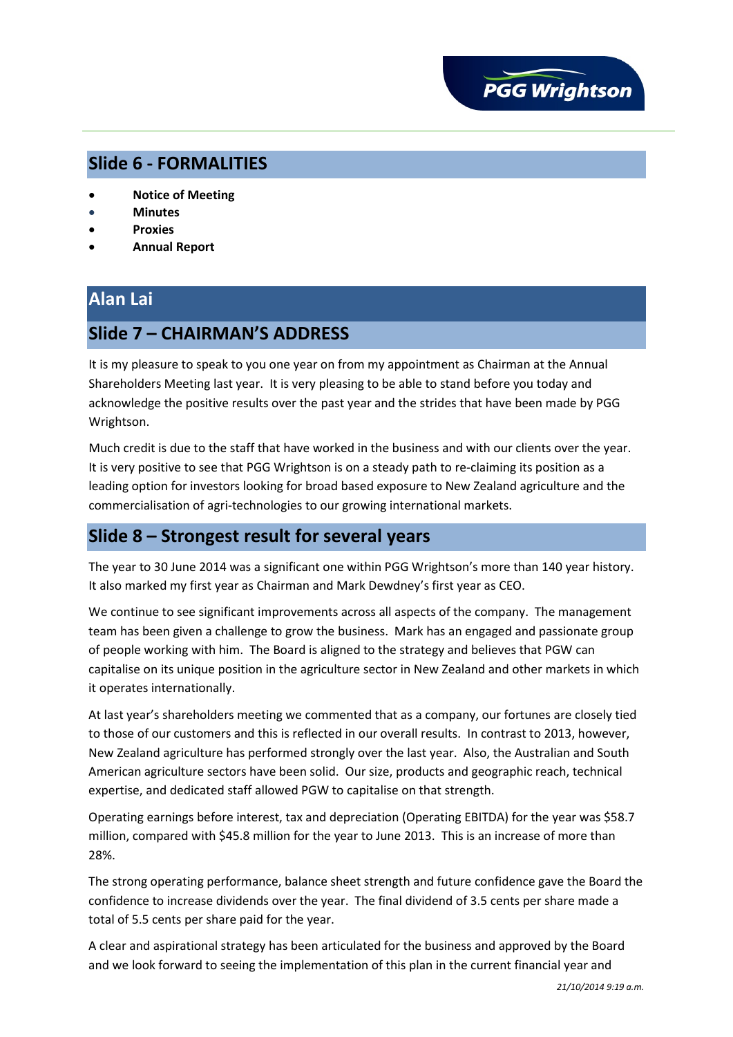## Slide 6 - FORMALITIES

- **Notice of Meeting**
- **Minutes**
- **Proxies**
- **Annual Report**

## Alan Lai

## Slide 7 – CHAIRMAN'S ADDRESS

It is my pleasure to speak to you one year on from my appointment as Chairman at the Annual Shareholders Meeting last year. It is very pleasing to be able to stand before you today and acknowledge the positive results over the past year and the strides that have been made by PGG Wrightson.

Much credit is due to the staff that have worked in the business and with our clients over the year. It is very positive to see that PGG Wrightson is on a steady path to re-claiming its position as a leading option for investors looking for broad based exposure to New Zealand agriculture and the commercialisation of agri-technologies to our growing international markets.

## Slide 8 – Strongest result for several years

The year to 30 June 2014 was a significant one within PGG Wrightson's more than 140 year history. It also marked my first year as Chairman and Mark Dewdney's first year as CEO.

We continue to see significant improvements across all aspects of the company. The management team has been given a challenge to grow the business. Mark has an engaged and passionate group of people working with him. The Board is aligned to the strategy and believes that PGW can capitalise on its unique position in the agriculture sector in New Zealand and other markets in which it operates internationally.

At last year's shareholders meeting we commented that as a company, our fortunes are closely tied to those of our customers and this is reflected in our overall results. In contrast to 2013, however, New Zealand agriculture has performed strongly over the last year. Also, the Australian and South American agriculture sectors have been solid. Our size, products and geographic reach, technical expertise, and dedicated staff allowed PGW to capitalise on that strength.

Operating earnings before interest, tax and depreciation (Operating EBITDA) for the year was $58.7 million, compared with $45.8 million for the year to June 2013. This is an increase of more than 28%.

The strong operating performance, balance sheet strength and future confidence gave the Board the confidence to increase dividends over the year. The final dividend of 3.5 cents per share made a total of 5.5 cents per share paid for the year.

A clear and aspirational strategy has been articulated for the business and approved by the Board and we look forward to seeing the implementation of this plan in the current financial year and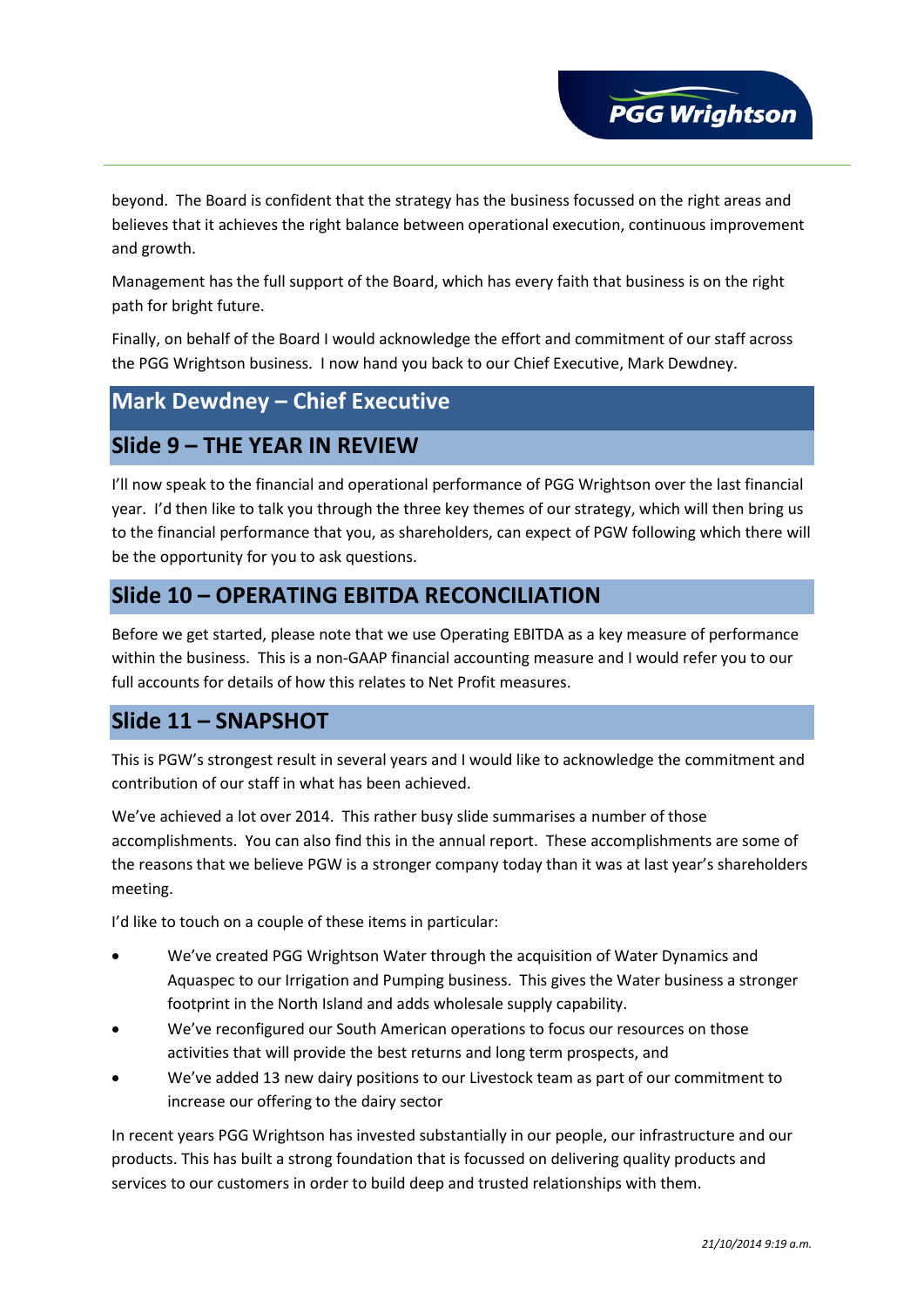beyond. The Board is confident that the strategy has the business focussed on the right areas and believes that it achieves the right balance between operational execution, continuous improvement and growth.

Management has the full support of the Board, which has every faith that business is on the right path for bright future.

Finally, on behalf of the Board I would acknowledge the effort and commitment of our staff across the PGG Wrightson business. I now hand you back to our Chief Executive, Mark Dewdney.

## Mark Dewdney – Chief Executive

### Slide 9 – THE YEAR IN REVIEW

I'll now speak to the financial and operational performance of PGG Wrightson over the last financial year. I'd then like to talk you through the three key themes of our strategy, which will then bring us to the financial performance that you, as shareholders, can expect of PGW following which there will be the opportunity for you to ask questions.

### Slide 10 – OPERATING EBITDA RECONCILIATION

Before we get started, please note that we use Operating EBITDA as a key measure of performance within the business. This is a non-GAAP financial accounting measure and I would refer you to our full accounts for details of how this relates to Net Profit measures.

### Slide 11 – SNAPSHOT

This is PGW's strongest result in several years and I would like to acknowledge the commitment and contribution of our staff in what has been achieved.

We've achieved a lot over 2014. This rather busy slide summarises a number of those accomplishments. You can also find this in the annual report. These accomplishments are some of the reasons that we believe PGW is a stronger company today than it was at last year's shareholders meeting.

I'd like to touch on a couple of these items in particular:

- We've created PGG Wrightson Water through the acquisition of Water Dynamics and Aquaspec to our Irrigation and Pumping business. This gives the Water business a stronger footprint in the North Island and adds wholesale supply capability.
- We've reconfigured our South American operations to focus our resources on those activities that will provide the best returns and long term prospects, and
- We've added 13 new dairy positions to our Livestock team as part of our commitment to increase our offering to the dairy sector

In recent years PGG Wrightson has invested substantially in our people, our infrastructure and our products. This has built a strong foundation that is focussed on delivering quality products and services to our customers in order to build deep and trusted relationships with them.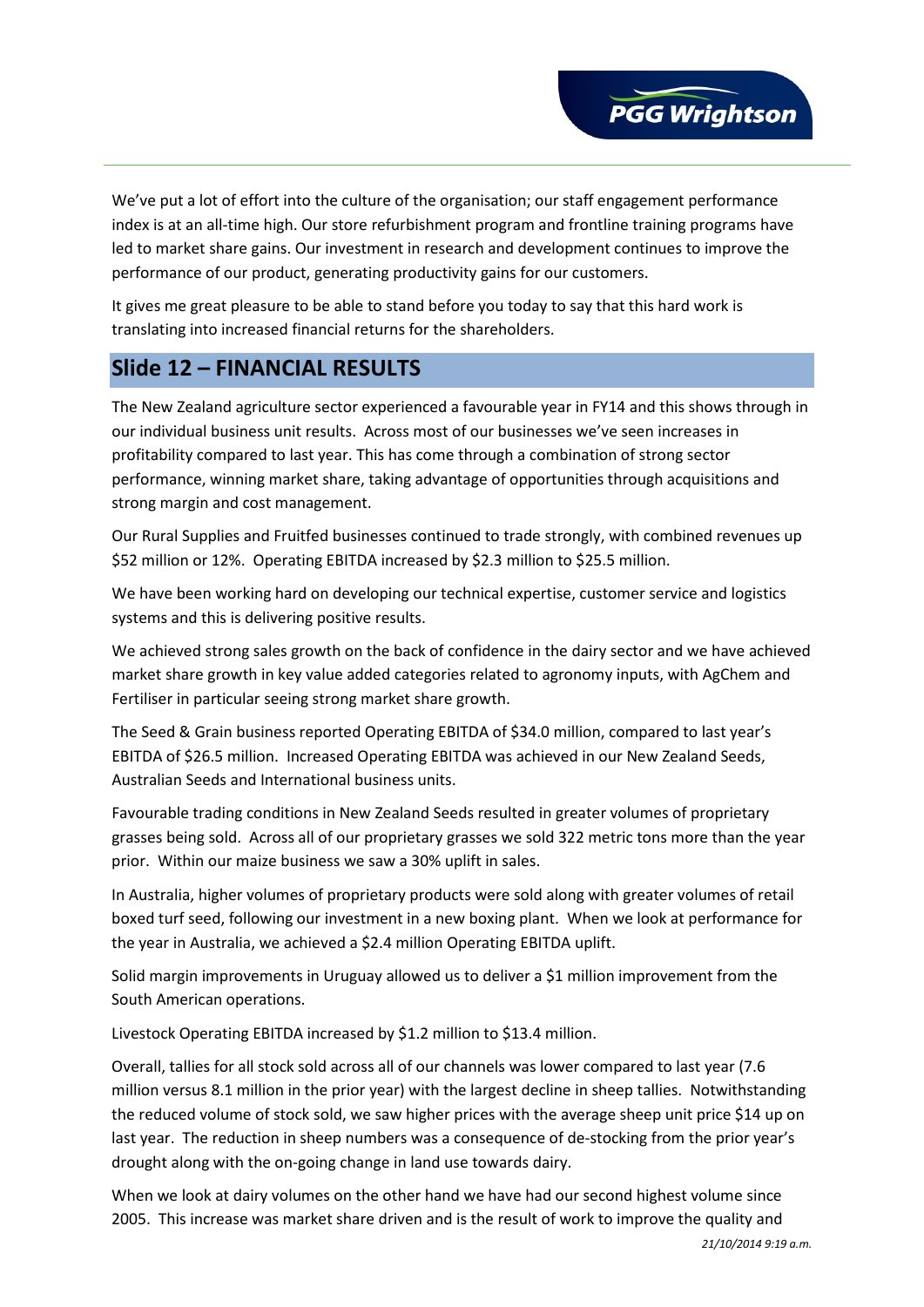We've put a lot of effort into the culture of the organisation; our staff engagement performance index is at an all-time high. Our store refurbishment program and frontline training programs have led to market share gains. Our investment in research and development continues to improve the performance of our product, generating productivity gains for our customers.

It gives me great pleasure to be able to stand before you today to say that this hard work is translating into increased financial returns for the shareholders.

## Slide 12 – FINANCIAL RESULTS

The New Zealand agriculture sector experienced a favourable year in FY14 and this shows through in our individual business unit results. Across most of our businesses we've seen increases in profitability compared to last year. This has come through a combination of strong sector performance, winning market share, taking advantage of opportunities through acquisitions and strong margin and cost management.

Our Rural Supplies and Fruitfed businesses continued to trade strongly, with combined revenues up $52 million or 12%. Operating EBITDA increased by $2.3 million to $25.5 million.

We have been working hard on developing our technical expertise, customer service and logistics systems and this is delivering positive results.

We achieved strong sales growth on the back of confidence in the dairy sector and we have achieved market share growth in key value added categories related to agronomy inputs, with AgChem and Fertiliser in particular seeing strong market share growth.

The Seed & Grain business reported Operating EBITDA of $34.0 million, compared to last year's EBITDA of $26.5 million. Increased Operating EBITDA was achieved in our New Zealand Seeds, Australian Seeds and International business units.

Favourable trading conditions in New Zealand Seeds resulted in greater volumes of proprietary grasses being sold. Across all of our proprietary grasses we sold 322 metric tons more than the year prior. Within our maize business we saw a 30% uplift in sales.

In Australia, higher volumes of proprietary products were sold along with greater volumes of retail boxed turf seed, following our investment in a new boxing plant. When we look at performance for the year in Australia, we achieved a $2.4 million Operating EBITDA uplift.

Solid margin improvements in Uruguay allowed us to deliver a $1 million improvement from the South American operations.

Livestock Operating EBITDA increased by $1.2 million to $13.4 million.

Overall, tallies for all stock sold across all of our channels was lower compared to last year (7.6 million versus 8.1 million in the prior year) with the largest decline in sheep tallies. Notwithstanding the reduced volume of stock sold, we saw higher prices with the average sheep unit price $14 up on last year. The reduction in sheep numbers was a consequence of de-stocking from the prior year's drought along with the on-going change in land use towards dairy.

When we look at dairy volumes on the other hand we have had our second highest volume since 2005. This increase was market share driven and is the result of work to improve the quality and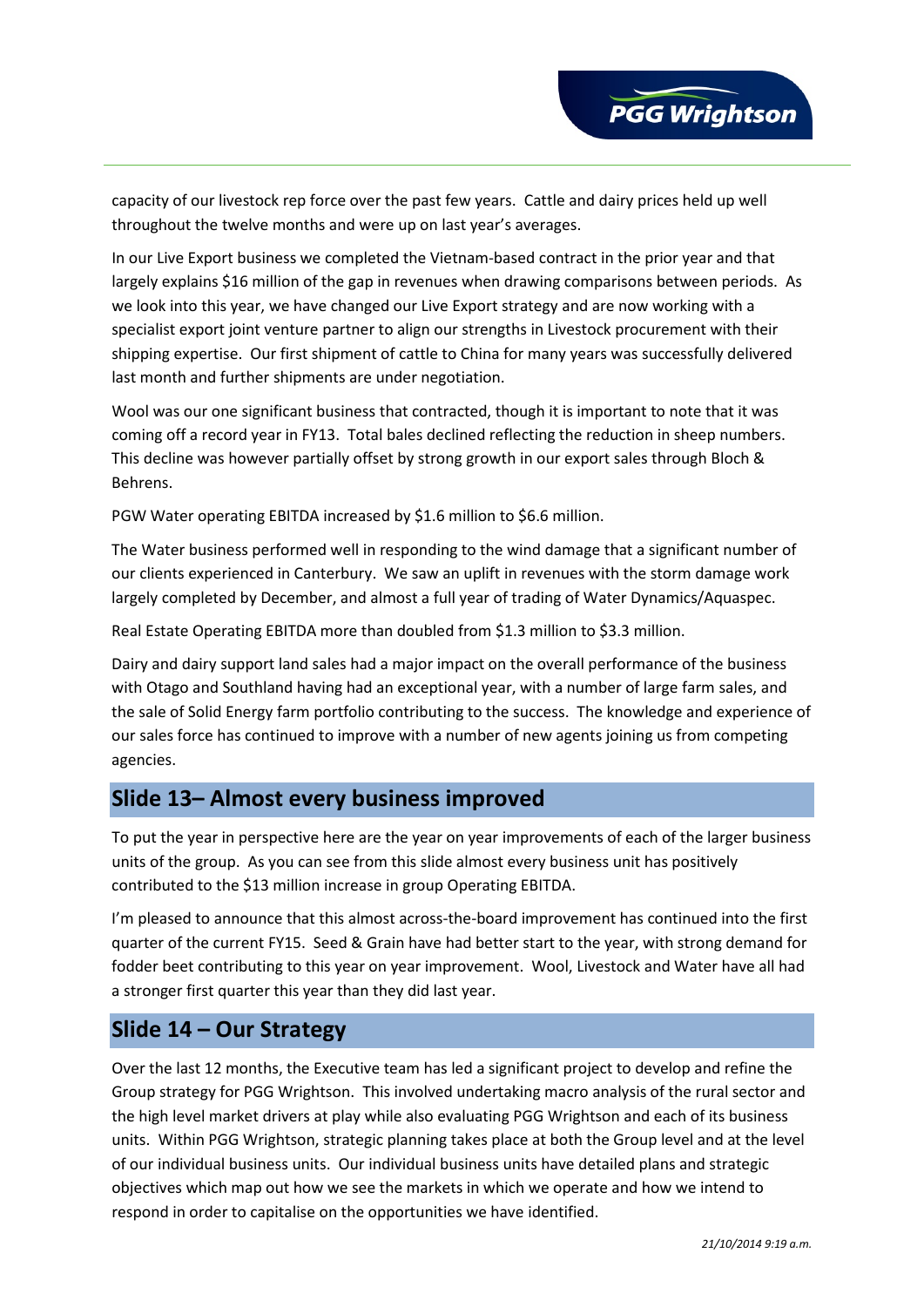capacity of our livestock rep force over the past few years. Cattle and dairy prices held up well throughout the twelve months and were up on last year's averages.

In our Live Export business we completed the Vietnam-based contract in the prior year and that largely explains $16 million of the gap in revenues when drawing comparisons between periods. As we look into this year, we have changed our Live Export strategy and are now working with a specialist export joint venture partner to align our strengths in Livestock procurement with their shipping expertise. Our first shipment of cattle to China for many years was successfully delivered last month and further shipments are under negotiation.

Wool was our one significant business that contracted, though it is important to note that it was coming off a record year in FY13. Total bales declined reflecting the reduction in sheep numbers. This decline was however partially offset by strong growth in our export sales through Bloch & Behrens.

PGW Water operating EBITDA increased by $1.6 million to $6.6 million.

The Water business performed well in responding to the wind damage that a significant number of our clients experienced in Canterbury. We saw an uplift in revenues with the storm damage work largely completed by December, and almost a full year of trading of Water Dynamics/Aquaspec.

Real Estate Operating EBITDA more than doubled from $1.3 million to $3.3 million.

Dairy and dairy support land sales had a major impact on the overall performance of the business with Otago and Southland having had an exceptional year, with a number of large farm sales, and the sale of Solid Energy farm portfolio contributing to the success. The knowledge and experience of our sales force has continued to improve with a number of new agents joining us from competing agencies.

## Slide 13– Almost every business improved

To put the year in perspective here are the year on year improvements of each of the larger business units of the group. As you can see from this slide almost every business unit has positively contributed to the $13 million increase in group Operating EBITDA.

I'm pleased to announce that this almost across-the-board improvement has continued into the first quarter of the current FY15. Seed & Grain have had better start to the year, with strong demand for fodder beet contributing to this year on year improvement. Wool, Livestock and Water have all had a stronger first quarter this year than they did last year.

## Slide 14 – Our Strategy

Over the last 12 months, the Executive team has led a significant project to develop and refine the Group strategy for PGG Wrightson. This involved undertaking macro analysis of the rural sector and the high level market drivers at play while also evaluating PGG Wrightson and each of its business units. Within PGG Wrightson, strategic planning takes place at both the Group level and at the level of our individual business units. Our individual business units have detailed plans and strategic objectives which map out how we see the markets in which we operate and how we intend to respond in order to capitalise on the opportunities we have identified.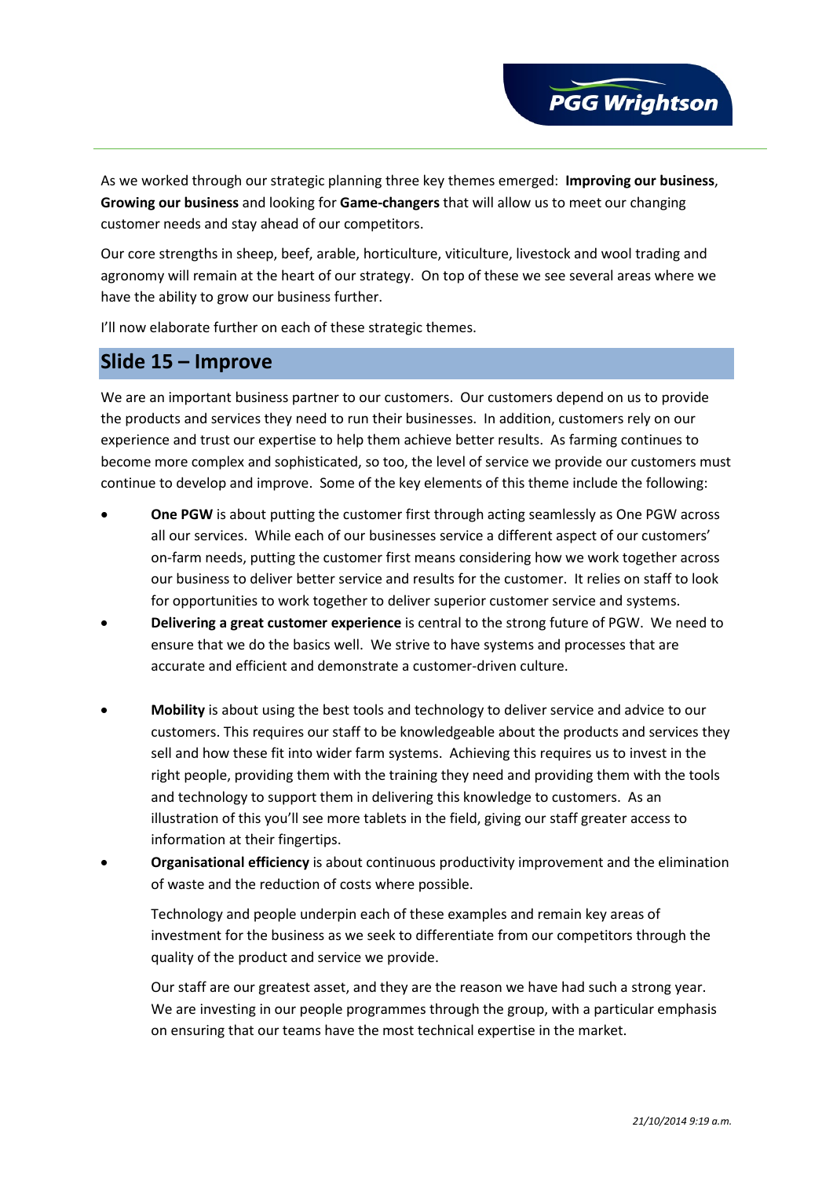As we worked through our strategic planning three key themes emerged: **Improving our business**, **Growing our business** and looking for **Game-changers** that will allow us to meet our changing customer needs and stay ahead of our competitors.

Our core strengths in sheep, beef, arable, horticulture, viticulture, livestock and wool trading and agronomy will remain at the heart of our strategy. On top of these we see several areas where we have the ability to grow our business further.

I'll now elaborate further on each of these strategic themes.

## Slide 15 – Improve

We are an important business partner to our customers. Our customers depend on us to provide the products and services they need to run their businesses. In addition, customers rely on our experience and trust our expertise to help them achieve better results. As farming continues to become more complex and sophisticated, so too, the level of service we provide our customers must continue to develop and improve. Some of the key elements of this theme include the following:

- **One PGW** is about putting the customer first through acting seamlessly as One PGW across all our services. While each of our businesses service a different aspect of our customers' on-farm needs, putting the customer first means considering how we work together across our business to deliver better service and results for the customer. It relies on staff to look for opportunities to work together to deliver superior customer service and systems.
- **Delivering a great customer experience** is central to the strong future of PGW. We need to ensure that we do the basics well. We strive to have systems and processes that are accurate and efficient and demonstrate a customer-driven culture.
- **Mobility** is about using the best tools and technology to deliver service and advice to our customers. This requires our staff to be knowledgeable about the products and services they sell and how these fit into wider farm systems. Achieving this requires us to invest in the right people, providing them with the training they need and providing them with the tools and technology to support them in delivering this knowledge to customers. As an illustration of this you'll see more tablets in the field, giving our staff greater access to information at their fingertips.
- **Organisational efficiency** is about continuous productivity improvement and the elimination of waste and the reduction of costs where possible.

  Technology and people underpin each of these examples and remain key areas of investment for the business as we seek to differentiate from our competitors through the quality of the product and service we provide.

  Our staff are our greatest asset, and they are the reason we have had such a strong year. We are investing in our people programmes through the group, with a particular emphasis on ensuring that our teams have the most technical expertise in the market.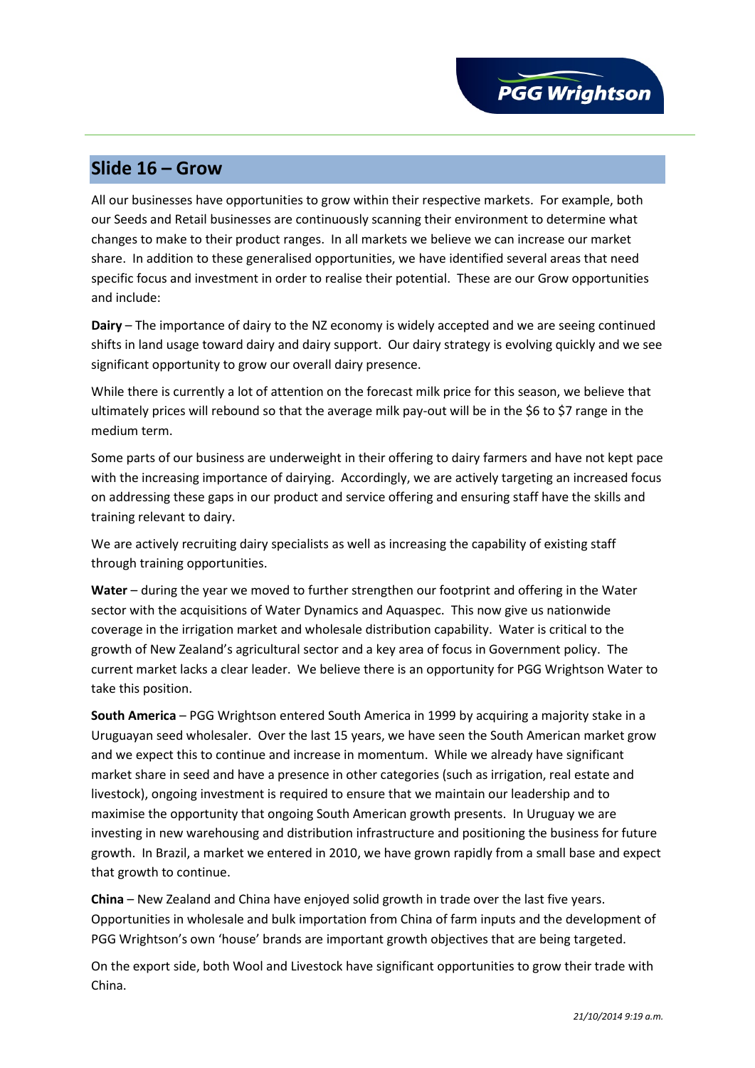## Slide 16 – Grow

All our businesses have opportunities to grow within their respective markets. For example, both our Seeds and Retail businesses are continuously scanning their environment to determine what changes to make to their product ranges. In all markets we believe we can increase our market share. In addition to these generalised opportunities, we have identified several areas that need specific focus and investment in order to realise their potential. These are our Grow opportunities and include:

**Dairy** – The importance of dairy to the NZ economy is widely accepted and we are seeing continued shifts in land usage toward dairy and dairy support. Our dairy strategy is evolving quickly and we see significant opportunity to grow our overall dairy presence.

While there is currently a lot of attention on the forecast milk price for this season, we believe that ultimately prices will rebound so that the average milk pay-out will be in the $6 to $7 range in the medium term.

Some parts of our business are underweight in their offering to dairy farmers and have not kept pace with the increasing importance of dairying. Accordingly, we are actively targeting an increased focus on addressing these gaps in our product and service offering and ensuring staff have the skills and training relevant to dairy.

We are actively recruiting dairy specialists as well as increasing the capability of existing staff through training opportunities.

**Water** – during the year we moved to further strengthen our footprint and offering in the Water sector with the acquisitions of Water Dynamics and Aquaspec. This now give us nationwide coverage in the irrigation market and wholesale distribution capability. Water is critical to the growth of New Zealand's agricultural sector and a key area of focus in Government policy. The current market lacks a clear leader. We believe there is an opportunity for PGG Wrightson Water to take this position.

**South America** – PGG Wrightson entered South America in 1999 by acquiring a majority stake in a Uruguayan seed wholesaler. Over the last 15 years, we have seen the South American market grow and we expect this to continue and increase in momentum. While we already have significant market share in seed and have a presence in other categories (such as irrigation, real estate and livestock), ongoing investment is required to ensure that we maintain our leadership and to maximise the opportunity that ongoing South American growth presents. In Uruguay we are investing in new warehousing and distribution infrastructure and positioning the business for future growth. In Brazil, a market we entered in 2010, we have grown rapidly from a small base and expect that growth to continue.

**China** – New Zealand and China have enjoyed solid growth in trade over the last five years. Opportunities in wholesale and bulk importation from China of farm inputs and the development of PGG Wrightson's own 'house' brands are important growth objectives that are being targeted.

On the export side, both Wool and Livestock have significant opportunities to grow their trade with China.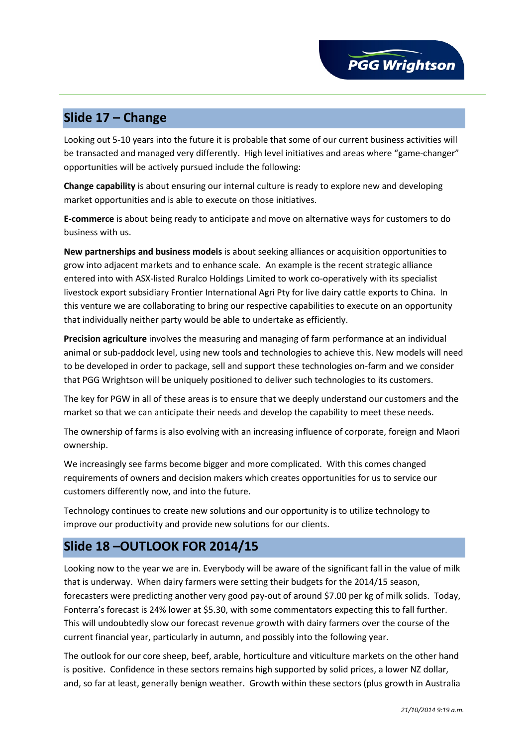## Slide 17 – Change

Looking out 5-10 years into the future it is probable that some of our current business activities will be transacted and managed very differently. High level initiatives and areas where "game-changer" opportunities will be actively pursued include the following:

**Change capability** is about ensuring our internal culture is ready to explore new and developing market opportunities and is able to execute on those initiatives.

**E-commerce** is about being ready to anticipate and move on alternative ways for customers to do business with us.

**New partnerships and business models** is about seeking alliances or acquisition opportunities to grow into adjacent markets and to enhance scale. An example is the recent strategic alliance entered into with ASX-listed Ruralco Holdings Limited to work co-operatively with its specialist livestock export subsidiary Frontier International Agri Pty for live dairy cattle exports to China. In this venture we are collaborating to bring our respective capabilities to execute on an opportunity that individually neither party would be able to undertake as efficiently.

**Precision agriculture** involves the measuring and managing of farm performance at an individual animal or sub-paddock level, using new tools and technologies to achieve this. New models will need to be developed in order to package, sell and support these technologies on-farm and we consider that PGG Wrightson will be uniquely positioned to deliver such technologies to its customers.

The key for PGW in all of these areas is to ensure that we deeply understand our customers and the market so that we can anticipate their needs and develop the capability to meet these needs.

The ownership of farms is also evolving with an increasing influence of corporate, foreign and Maori ownership.

We increasingly see farms become bigger and more complicated. With this comes changed requirements of owners and decision makers which creates opportunities for us to service our customers differently now, and into the future.

Technology continues to create new solutions and our opportunity is to utilize technology to improve our productivity and provide new solutions for our clients.

## Slide 18 –OUTLOOK FOR 2014/15

Looking now to the year we are in. Everybody will be aware of the significant fall in the value of milk that is underway. When dairy farmers were setting their budgets for the 2014/15 season, forecasters were predicting another very good pay-out of around $7.00 per kg of milk solids. Today, Fonterra's forecast is 24% lower at $5.30, with some commentators expecting this to fall further. This will undoubtedly slow our forecast revenue growth with dairy farmers over the course of the current financial year, particularly in autumn, and possibly into the following year.

The outlook for our core sheep, beef, arable, horticulture and viticulture markets on the other hand is positive. Confidence in these sectors remains high supported by solid prices, a lower NZ dollar, and, so far at least, generally benign weather. Growth within these sectors (plus growth in Australia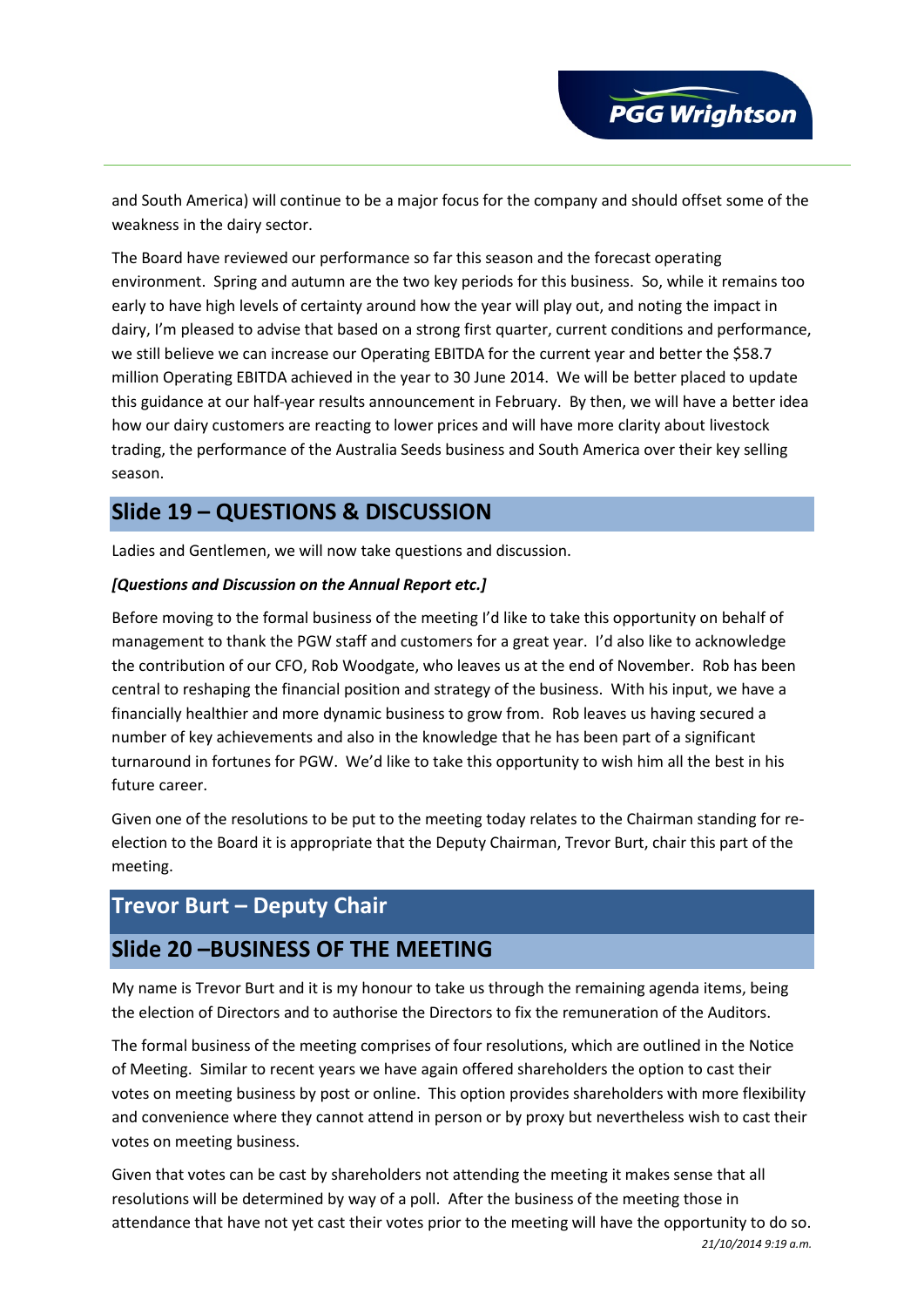and South America) will continue to be a major focus for the company and should offset some of the weakness in the dairy sector.

The Board have reviewed our performance so far this season and the forecast operating environment. Spring and autumn are the two key periods for this business. So, while it remains too early to have high levels of certainty around how the year will play out, and noting the impact in dairy, I'm pleased to advise that based on a strong first quarter, current conditions and performance, we still believe we can increase our Operating EBITDA for the current year and better the $58.7 million Operating EBITDA achieved in the year to 30 June 2014. We will be better placed to update this guidance at our half-year results announcement in February. By then, we will have a better idea how our dairy customers are reacting to lower prices and will have more clarity about livestock trading, the performance of the Australia Seeds business and South America over their key selling season.

## Slide 19 – QUESTIONS & DISCUSSION

Ladies and Gentlemen, we will now take questions and discussion.

***[Questions and Discussion on the Annual Report etc.]***

Before moving to the formal business of the meeting I'd like to take this opportunity on behalf of management to thank the PGW staff and customers for a great year. I'd also like to acknowledge the contribution of our CFO, Rob Woodgate, who leaves us at the end of November. Rob has been central to reshaping the financial position and strategy of the business. With his input, we have a financially healthier and more dynamic business to grow from. Rob leaves us having secured a number of key achievements and also in the knowledge that he has been part of a significant turnaround in fortunes for PGW. We'd like to take this opportunity to wish him all the best in his future career.

Given one of the resolutions to be put to the meeting today relates to the Chairman standing for re-election to the Board it is appropriate that the Deputy Chairman, Trevor Burt, chair this part of the meeting.

## Trevor Burt – Deputy Chair

## Slide 20 –BUSINESS OF THE MEETING

My name is Trevor Burt and it is my honour to take us through the remaining agenda items, being the election of Directors and to authorise the Directors to fix the remuneration of the Auditors.

The formal business of the meeting comprises of four resolutions, which are outlined in the Notice of Meeting. Similar to recent years we have again offered shareholders the option to cast their votes on meeting business by post or online. This option provides shareholders with more flexibility and convenience where they cannot attend in person or by proxy but nevertheless wish to cast their votes on meeting business.

Given that votes can be cast by shareholders not attending the meeting it makes sense that all resolutions will be determined by way of a poll. After the business of the meeting those in attendance that have not yet cast their votes prior to the meeting will have the opportunity to do so.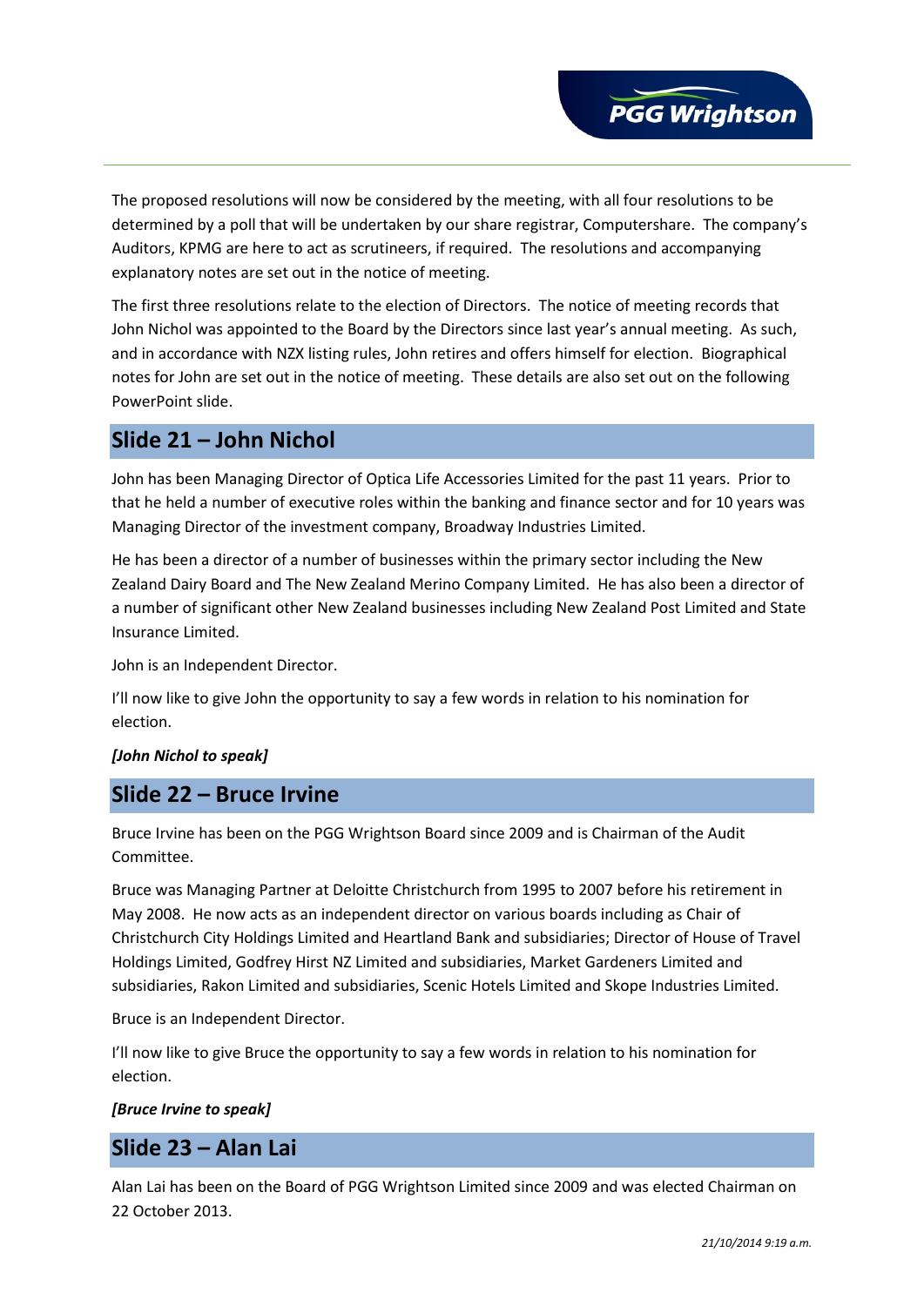The proposed resolutions will now be considered by the meeting, with all four resolutions to be determined by a poll that will be undertaken by our share registrar, Computershare. The company's Auditors, KPMG are here to act as scrutineers, if required. The resolutions and accompanying explanatory notes are set out in the notice of meeting.

The first three resolutions relate to the election of Directors. The notice of meeting records that John Nichol was appointed to the Board by the Directors since last year's annual meeting. As such, and in accordance with NZX listing rules, John retires and offers himself for election. Biographical notes for John are set out in the notice of meeting. These details are also set out on the following PowerPoint slide.

## Slide 21 – John Nichol

John has been Managing Director of Optica Life Accessories Limited for the past 11 years. Prior to that he held a number of executive roles within the banking and finance sector and for 10 years was Managing Director of the investment company, Broadway Industries Limited.

He has been a director of a number of businesses within the primary sector including the New Zealand Dairy Board and The New Zealand Merino Company Limited. He has also been a director of a number of significant other New Zealand businesses including New Zealand Post Limited and State Insurance Limited.

John is an Independent Director.

I'll now like to give John the opportunity to say a few words in relation to his nomination for election.

***[John Nichol to speak]***

## Slide 22 – Bruce Irvine

Bruce Irvine has been on the PGG Wrightson Board since 2009 and is Chairman of the Audit Committee.

Bruce was Managing Partner at Deloitte Christchurch from 1995 to 2007 before his retirement in May 2008. He now acts as an independent director on various boards including as Chair of Christchurch City Holdings Limited and Heartland Bank and subsidiaries; Director of House of Travel Holdings Limited, Godfrey Hirst NZ Limited and subsidiaries, Market Gardeners Limited and subsidiaries, Rakon Limited and subsidiaries, Scenic Hotels Limited and Skope Industries Limited.

Bruce is an Independent Director.

I'll now like to give Bruce the opportunity to say a few words in relation to his nomination for election.

***[Bruce Irvine to speak]***

## Slide 23 – Alan Lai

Alan Lai has been on the Board of PGG Wrightson Limited since 2009 and was elected Chairman on 22 October 2013.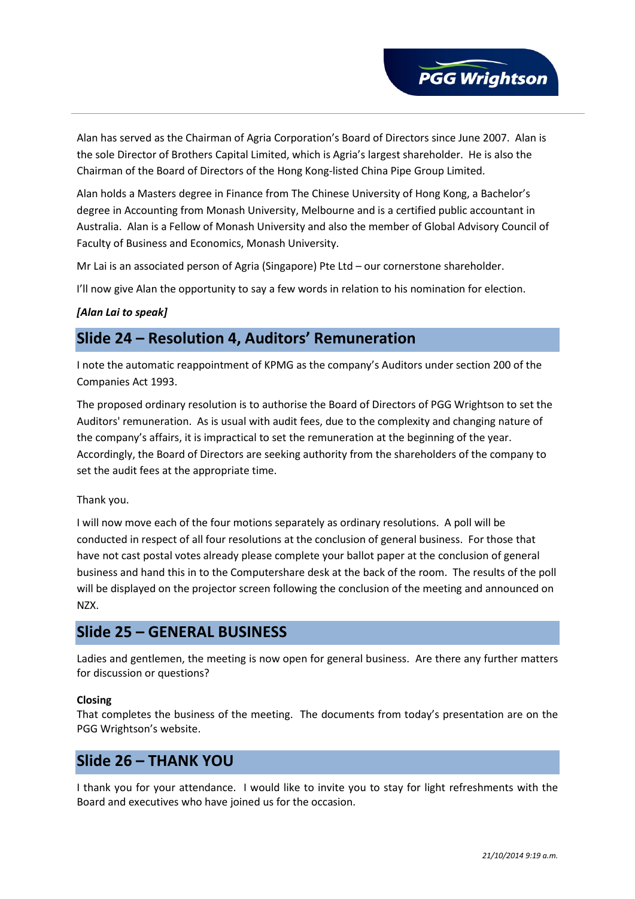Alan has served as the Chairman of Agria Corporation's Board of Directors since June 2007. Alan is the sole Director of Brothers Capital Limited, which is Agria's largest shareholder. He is also the Chairman of the Board of Directors of the Hong Kong-listed China Pipe Group Limited.

Alan holds a Masters degree in Finance from The Chinese University of Hong Kong, a Bachelor's degree in Accounting from Monash University, Melbourne and is a certified public accountant in Australia. Alan is a Fellow of Monash University and also the member of Global Advisory Council of Faculty of Business and Economics, Monash University.

Mr Lai is an associated person of Agria (Singapore) Pte Ltd – our cornerstone shareholder.

I'll now give Alan the opportunity to say a few words in relation to his nomination for election.

***[Alan Lai to speak]***

## Slide 24 – Resolution 4, Auditors' Remuneration

I note the automatic reappointment of KPMG as the company's Auditors under section 200 of the Companies Act 1993.

The proposed ordinary resolution is to authorise the Board of Directors of PGG Wrightson to set the Auditors' remuneration. As is usual with audit fees, due to the complexity and changing nature of the company's affairs, it is impractical to set the remuneration at the beginning of the year. Accordingly, the Board of Directors are seeking authority from the shareholders of the company to set the audit fees at the appropriate time.

Thank you.

I will now move each of the four motions separately as ordinary resolutions. A poll will be conducted in respect of all four resolutions at the conclusion of general business. For those that have not cast postal votes already please complete your ballot paper at the conclusion of general business and hand this in to the Computershare desk at the back of the room. The results of the poll will be displayed on the projector screen following the conclusion of the meeting and announced on NZX.

## Slide 25 – GENERAL BUSINESS

Ladies and gentlemen, the meeting is now open for general business. Are there any further matters for discussion or questions?

**Closing**
That completes the business of the meeting. The documents from today's presentation are on the PGG Wrightson's website.

## Slide 26 – THANK YOU

I thank you for your attendance. I would like to invite you to stay for light refreshments with the Board and executives who have joined us for the occasion.